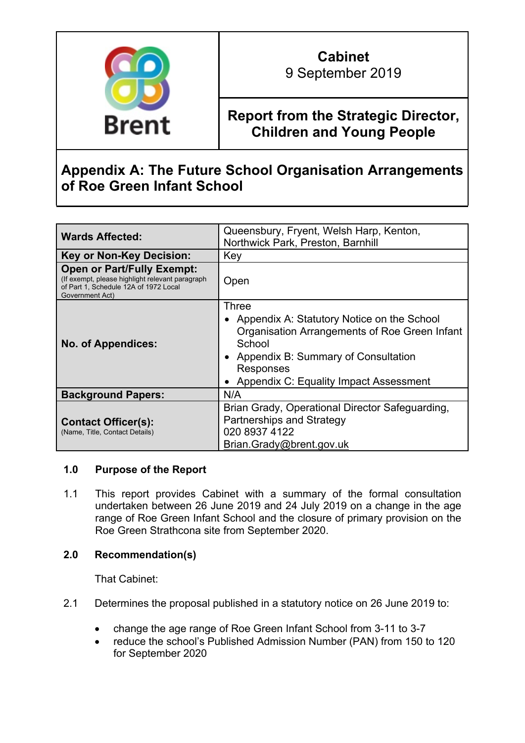| Brent | **Cabinet**<br>9 September 2019 |
|---|---|
| | **Report from the Strategic Director, Children and Young People** |

# Appendix A: The Future School Organisation Arrangements of Roe Green Infant School

| | |
|---|---|
| **Wards Affected:** | Queensbury, Fryent, Welsh Harp, Kenton, Northwick Park, Preston, Barnhill |
| **Key or Non-Key Decision:** | Key |
| **Open or Part/Fully Exempt:** (If exempt, please highlight relevant paragraph of Part 1, Schedule 12A of 1972 Local Government Act) | Open |
| **No. of Appendices:** | Three<br>• Appendix A: Statutory Notice on the School Organisation Arrangements of Roe Green Infant School<br>• Appendix B: Summary of Consultation Responses<br>• Appendix C: Equality Impact Assessment |
| **Background Papers:** | N/A |
| **Contact Officer(s):** (Name, Title, Contact Details) | Brian Grady, Operational Director Safeguarding, Partnerships and Strategy<br>020 8937 4122<br>Brian.Grady@brent.gov.uk |

## 1.0 Purpose of the Report

1.1 This report provides Cabinet with a summary of the formal consultation undertaken between 26 June 2019 and 24 July 2019 on a change in the age range of Roe Green Infant School and the closure of primary provision on the Roe Green Strathcona site from September 2020.

## 2.0 Recommendation(s)

That Cabinet:

2.1 Determines the proposal published in a statutory notice on 26 June 2019 to:

- change the age range of Roe Green Infant School from 3-11 to 3-7
- reduce the school's Published Admission Number (PAN) from 150 to 120 for September 2020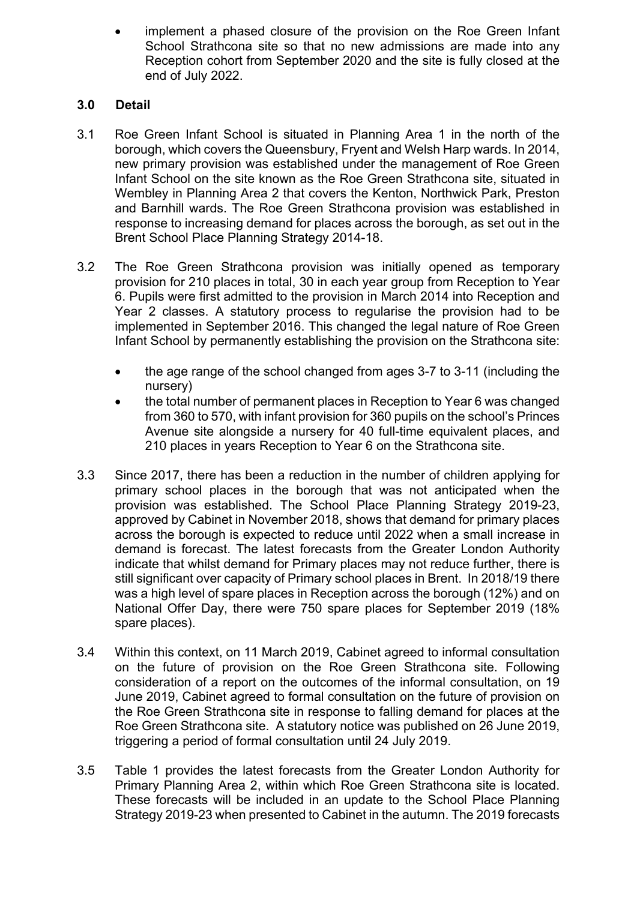- implement a phased closure of the provision on the Roe Green Infant School Strathcona site so that no new admissions are made into any Reception cohort from September 2020 and the site is fully closed at the end of July 2022.

## 3.0 Detail

3.1 Roe Green Infant School is situated in Planning Area 1 in the north of the borough, which covers the Queensbury, Fryent and Welsh Harp wards. In 2014, new primary provision was established under the management of Roe Green Infant School on the site known as the Roe Green Strathcona site, situated in Wembley in Planning Area 2 that covers the Kenton, Northwick Park, Preston and Barnhill wards. The Roe Green Strathcona provision was established in response to increasing demand for places across the borough, as set out in the Brent School Place Planning Strategy 2014-18.

3.2 The Roe Green Strathcona provision was initially opened as temporary provision for 210 places in total, 30 in each year group from Reception to Year 6. Pupils were first admitted to the provision in March 2014 into Reception and Year 2 classes. A statutory process to regularise the provision had to be implemented in September 2016. This changed the legal nature of Roe Green Infant School by permanently establishing the provision on the Strathcona site:

- the age range of the school changed from ages 3-7 to 3-11 (including the nursery)
- the total number of permanent places in Reception to Year 6 was changed from 360 to 570, with infant provision for 360 pupils on the school's Princes Avenue site alongside a nursery for 40 full-time equivalent places, and 210 places in years Reception to Year 6 on the Strathcona site.

3.3 Since 2017, there has been a reduction in the number of children applying for primary school places in the borough that was not anticipated when the provision was established. The School Place Planning Strategy 2019-23, approved by Cabinet in November 2018, shows that demand for primary places across the borough is expected to reduce until 2022 when a small increase in demand is forecast. The latest forecasts from the Greater London Authority indicate that whilst demand for Primary places may not reduce further, there is still significant over capacity of Primary school places in Brent. In 2018/19 there was a high level of spare places in Reception across the borough (12%) and on National Offer Day, there were 750 spare places for September 2019 (18% spare places).

3.4 Within this context, on 11 March 2019, Cabinet agreed to informal consultation on the future of provision on the Roe Green Strathcona site. Following consideration of a report on the outcomes of the informal consultation, on 19 June 2019, Cabinet agreed to formal consultation on the future of provision on the Roe Green Strathcona site in response to falling demand for places at the Roe Green Strathcona site. A statutory notice was published on 26 June 2019, triggering a period of formal consultation until 24 July 2019.

3.5 Table 1 provides the latest forecasts from the Greater London Authority for Primary Planning Area 2, within which Roe Green Strathcona site is located. These forecasts will be included in an update to the School Place Planning Strategy 2019-23 when presented to Cabinet in the autumn. The 2019 forecasts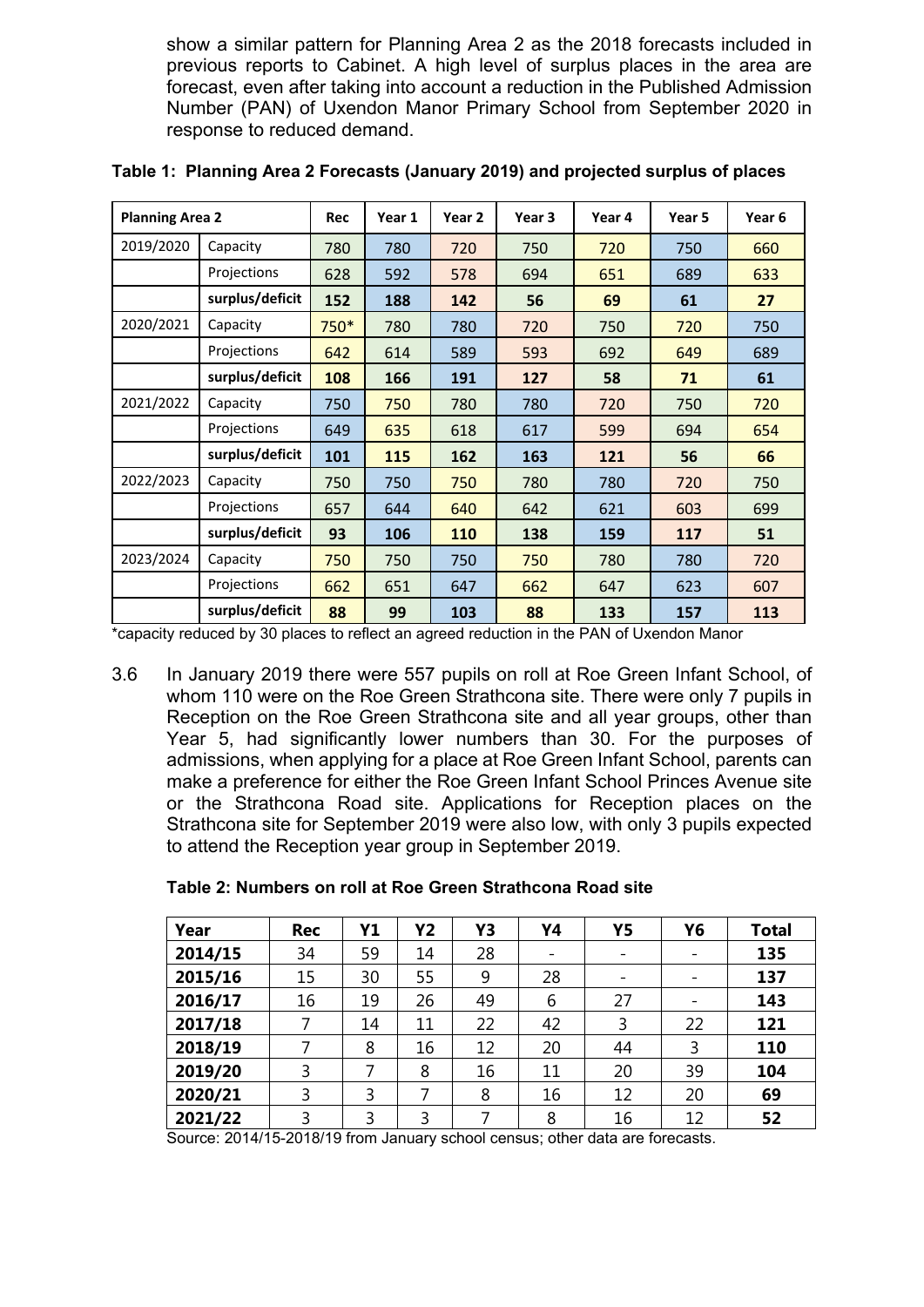show a similar pattern for Planning Area 2 as the 2018 forecasts included in previous reports to Cabinet. A high level of surplus places in the area are forecast, even after taking into account a reduction in the Published Admission Number (PAN) of Uxendon Manor Primary School from September 2020 in response to reduced demand.

**Table 1: Planning Area 2 Forecasts (January 2019) and projected surplus of places**

| Planning Area 2 | | Rec | Year 1 | Year 2 | Year 3 | Year 4 | Year 5 | Year 6 |
|---|---|---|---|---|---|---|---|---|
| 2019/2020 | Capacity | 780 | 780 | 720 | 750 | 720 | 750 | 660 |
| | Projections | 628 | 592 | 578 | 694 | 651 | 689 | 633 |
| | **surplus/deficit** | **152** | **188** | **142** | **56** | **69** | **61** | **27** |
| 2020/2021 | Capacity | 750* | 780 | 780 | 720 | 750 | 720 | 750 |
| | Projections | 642 | 614 | 589 | 593 | 692 | 649 | 689 |
| | **surplus/deficit** | **108** | **166** | **191** | **127** | **58** | **71** | **61** |
| 2021/2022 | Capacity | 750 | 750 | 780 | 780 | 720 | 750 | 720 |
| | Projections | 649 | 635 | 618 | 617 | 599 | 694 | 654 |
| | **surplus/deficit** | **101** | **115** | **162** | **163** | **121** | **56** | **66** |
| 2022/2023 | Capacity | 750 | 750 | 750 | 780 | 780 | 720 | 750 |
| | Projections | 657 | 644 | 640 | 642 | 621 | 603 | 699 |
| | **surplus/deficit** | **93** | **106** | **110** | **138** | **159** | **117** | **51** |
| 2023/2024 | Capacity | 750 | 750 | 750 | 750 | 780 | 780 | 720 |
| | Projections | 662 | 651 | 647 | 662 | 647 | 623 | 607 |
| | **surplus/deficit** | **88** | **99** | **103** | **88** | **133** | **157** | **113** |

*capacity reduced by 30 places to reflect an agreed reduction in the PAN of Uxendon Manor

3.6 In January 2019 there were 557 pupils on roll at Roe Green Infant School, of whom 110 were on the Roe Green Strathcona site. There were only 7 pupils in Reception on the Roe Green Strathcona site and all year groups, other than Year 5, had significantly lower numbers than 30. For the purposes of admissions, when applying for a place at Roe Green Infant School, parents can make a preference for either the Roe Green Infant School Princes Avenue site or the Strathcona Road site. Applications for Reception places on the Strathcona site for September 2019 were also low, with only 3 pupils expected to attend the Reception year group in September 2019.

**Table 2: Numbers on roll at Roe Green Strathcona Road site**

| Year | Rec | Y1 | Y2 | Y3 | Y4 | Y5 | Y6 | Total |
|---|---|---|---|---|---|---|---|---|
| **2014/15** | 34 | 59 | 14 | 28 | - | - | - | **135** |
| **2015/16** | 15 | 30 | 55 | 9 | 28 | - | - | **137** |
| **2016/17** | 16 | 19 | 26 | 49 | 6 | 27 | - | **143** |
| **2017/18** | 7 | 14 | 11 | 22 | 42 | 3 | 22 | **121** |
| **2018/19** | 7 | 8 | 16 | 12 | 20 | 44 | 3 | **110** |
| **2019/20** | 3 | 7 | 8 | 16 | 11 | 20 | 39 | **104** |
| **2020/21** | 3 | 3 | 7 | 8 | 16 | 12 | 20 | **69** |
| **2021/22** | 3 | 3 | 3 | 7 | 8 | 16 | 12 | **52** |

Source: 2014/15-2018/19 from January school census; other data are forecasts.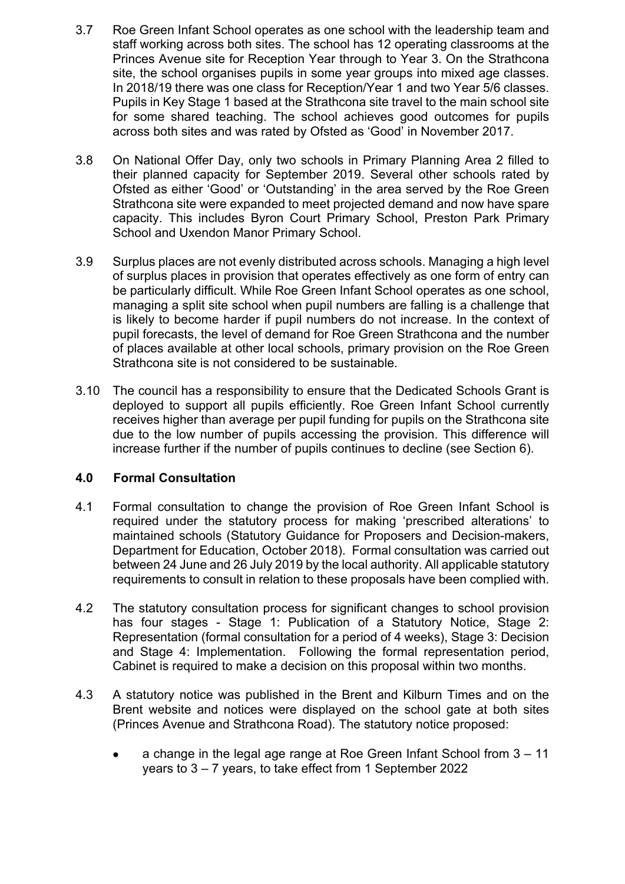3.7 Roe Green Infant School operates as one school with the leadership team and staff working across both sites. The school has 12 operating classrooms at the Princes Avenue site for Reception Year through to Year 3. On the Strathcona site, the school organises pupils in some year groups into mixed age classes. In 2018/19 there was one class for Reception/Year 1 and two Year 5/6 classes. Pupils in Key Stage 1 based at the Strathcona site travel to the main school site for some shared teaching. The school achieves good outcomes for pupils across both sites and was rated by Ofsted as 'Good' in November 2017.

3.8 On National Offer Day, only two schools in Primary Planning Area 2 filled to their planned capacity for September 2019. Several other schools rated by Ofsted as either 'Good' or 'Outstanding' in the area served by the Roe Green Strathcona site were expanded to meet projected demand and now have spare capacity. This includes Byron Court Primary School, Preston Park Primary School and Uxendon Manor Primary School.

3.9 Surplus places are not evenly distributed across schools. Managing a high level of surplus places in provision that operates effectively as one form of entry can be particularly difficult. While Roe Green Infant School operates as one school, managing a split site school when pupil numbers are falling is a challenge that is likely to become harder if pupil numbers do not increase. In the context of pupil forecasts, the level of demand for Roe Green Strathcona and the number of places available at other local schools, primary provision on the Roe Green Strathcona site is not considered to be sustainable.

3.10 The council has a responsibility to ensure that the Dedicated Schools Grant is deployed to support all pupils efficiently. Roe Green Infant School currently receives higher than average per pupil funding for pupils on the Strathcona site due to the low number of pupils accessing the provision. This difference will increase further if the number of pupils continues to decline (see Section 6).

## 4.0 Formal Consultation

4.1 Formal consultation to change the provision of Roe Green Infant School is required under the statutory process for making 'prescribed alterations' to maintained schools (Statutory Guidance for Proposers and Decision-makers, Department for Education, October 2018). Formal consultation was carried out between 24 June and 26 July 2019 by the local authority. All applicable statutory requirements to consult in relation to these proposals have been complied with.

4.2 The statutory consultation process for significant changes to school provision has four stages - Stage 1: Publication of a Statutory Notice, Stage 2: Representation (formal consultation for a period of 4 weeks), Stage 3: Decision and Stage 4: Implementation. Following the formal representation period, Cabinet is required to make a decision on this proposal within two months.

4.3 A statutory notice was published in the Brent and Kilburn Times and on the Brent website and notices were displayed on the school gate at both sites (Princes Avenue and Strathcona Road). The statutory notice proposed:

- a change in the legal age range at Roe Green Infant School from 3 – 11 years to 3 – 7 years, to take effect from 1 September 2022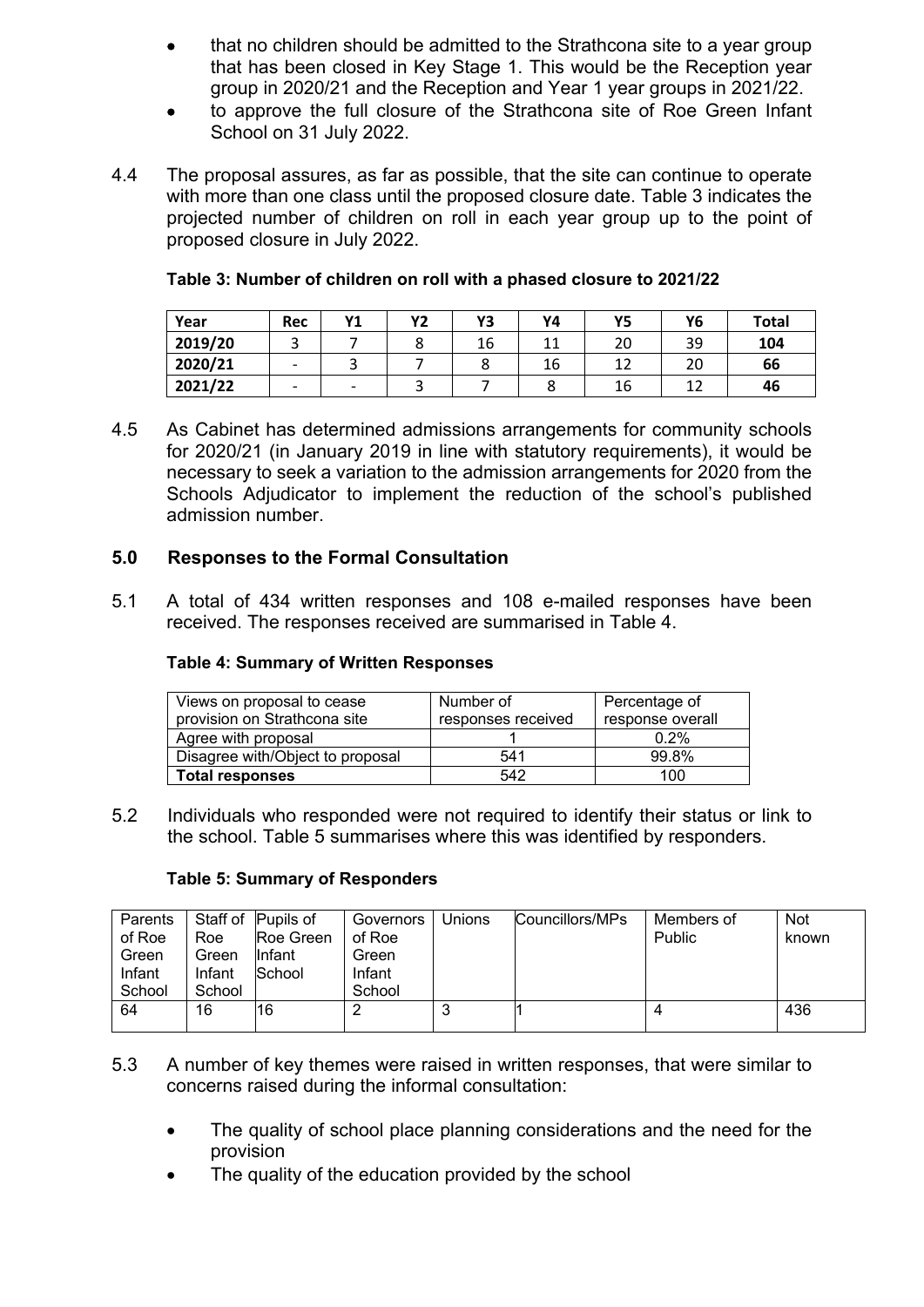- that no children should be admitted to the Strathcona site to a year group that has been closed in Key Stage 1. This would be the Reception year group in 2020/21 and the Reception and Year 1 year groups in 2021/22.
- to approve the full closure of the Strathcona site of Roe Green Infant School on 31 July 2022.

4.4 The proposal assures, as far as possible, that the site can continue to operate with more than one class until the proposed closure date. Table 3 indicates the projected number of children on roll in each year group up to the point of proposed closure in July 2022.

**Table 3: Number of children on roll with a phased closure to 2021/22**

| Year | Rec | Y1 | Y2 | Y3 | Y4 | Y5 | Y6 | Total |
|---|---|---|---|---|---|---|---|---|
| **2019/20** | 3 | 7 | 8 | 16 | 11 | 20 | 39 | **104** |
| **2020/21** | - | 3 | 7 | 8 | 16 | 12 | 20 | **66** |
| **2021/22** | - | - | 3 | 7 | 8 | 16 | 12 | **46** |

4.5 As Cabinet has determined admissions arrangements for community schools for 2020/21 (in January 2019 in line with statutory requirements), it would be necessary to seek a variation to the admission arrangements for 2020 from the Schools Adjudicator to implement the reduction of the school's published admission number.

## 5.0 Responses to the Formal Consultation

5.1 A total of 434 written responses and 108 e-mailed responses have been received. The responses received are summarised in Table 4.

**Table 4: Summary of Written Responses**

| Views on proposal to cease provision on Strathcona site | Number of responses received | Percentage of response overall |
|---|---|---|
| Agree with proposal | 1 | 0.2% |
| Disagree with/Object to proposal | 541 | 99.8% |
| **Total responses** | 542 | 100 |

5.2 Individuals who responded were not required to identify their status or link to the school. Table 5 summarises where this was identified by responders.

**Table 5: Summary of Responders**

| Parents of Roe Green Infant School | Staff of Roe Green Infant School | Pupils of Roe Green Infant School | Governors of Roe Green Infant School | Unions | Councillors/MPs | Members of Public | Not known |
|---|---|---|---|---|---|---|---|
| 64 | 16 | 16 | 2 | 3 | 1 | 4 | 436 |

5.3 A number of key themes were raised in written responses, that were similar to concerns raised during the informal consultation:

- The quality of school place planning considerations and the need for the provision
- The quality of the education provided by the school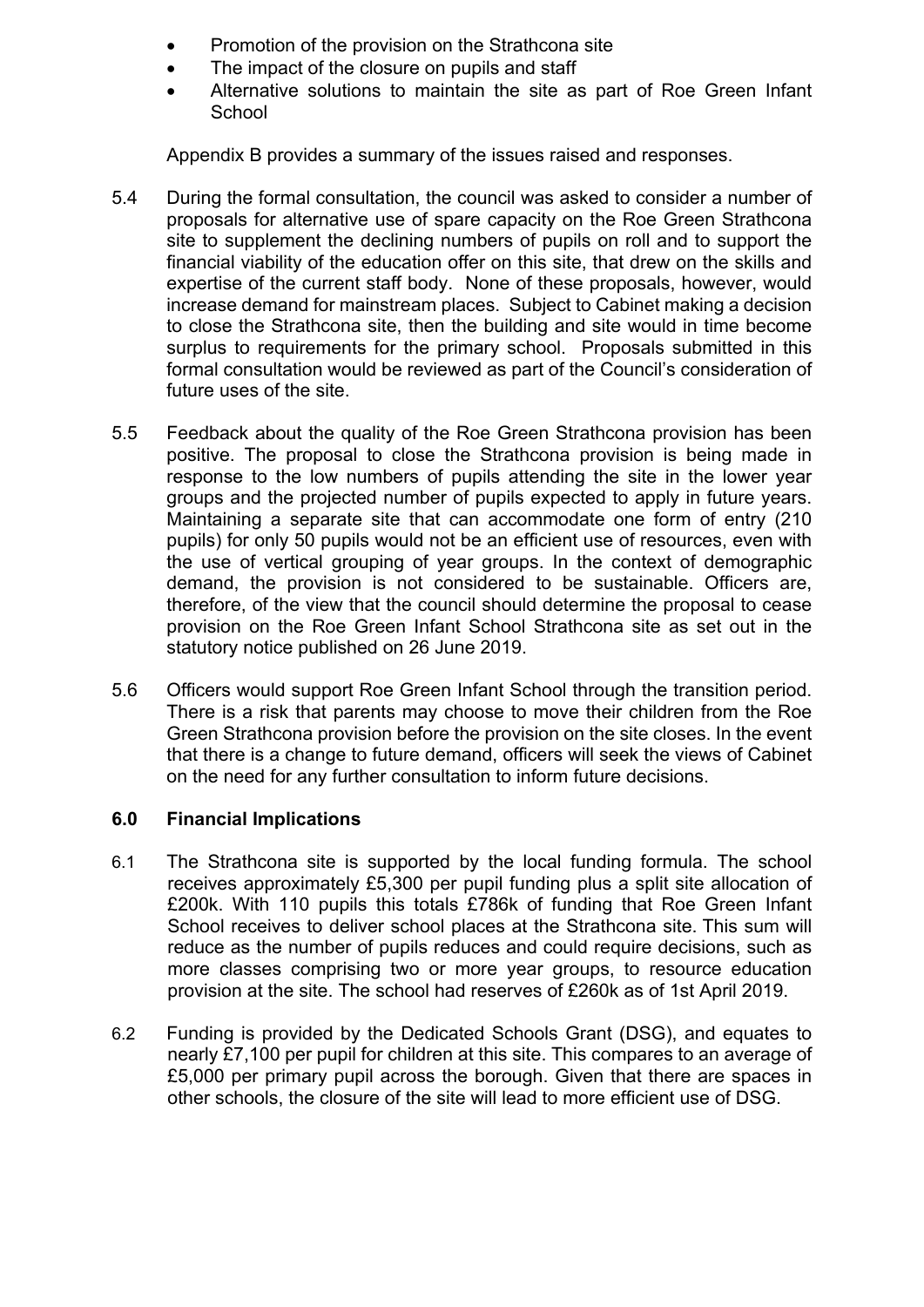- Promotion of the provision on the Strathcona site
- The impact of the closure on pupils and staff
- Alternative solutions to maintain the site as part of Roe Green Infant School

Appendix B provides a summary of the issues raised and responses.

5.4 During the formal consultation, the council was asked to consider a number of proposals for alternative use of spare capacity on the Roe Green Strathcona site to supplement the declining numbers of pupils on roll and to support the financial viability of the education offer on this site, that drew on the skills and expertise of the current staff body. None of these proposals, however, would increase demand for mainstream places. Subject to Cabinet making a decision to close the Strathcona site, then the building and site would in time become surplus to requirements for the primary school. Proposals submitted in this formal consultation would be reviewed as part of the Council's consideration of future uses of the site.

5.5 Feedback about the quality of the Roe Green Strathcona provision has been positive. The proposal to close the Strathcona provision is being made in response to the low numbers of pupils attending the site in the lower year groups and the projected number of pupils expected to apply in future years. Maintaining a separate site that can accommodate one form of entry (210 pupils) for only 50 pupils would not be an efficient use of resources, even with the use of vertical grouping of year groups. In the context of demographic demand, the provision is not considered to be sustainable. Officers are, therefore, of the view that the council should determine the proposal to cease provision on the Roe Green Infant School Strathcona site as set out in the statutory notice published on 26 June 2019.

5.6 Officers would support Roe Green Infant School through the transition period. There is a risk that parents may choose to move their children from the Roe Green Strathcona provision before the provision on the site closes. In the event that there is a change to future demand, officers will seek the views of Cabinet on the need for any further consultation to inform future decisions.

## 6.0 Financial Implications

6.1 The Strathcona site is supported by the local funding formula. The school receives approximately £5,300 per pupil funding plus a split site allocation of £200k. With 110 pupils this totals £786k of funding that Roe Green Infant School receives to deliver school places at the Strathcona site. This sum will reduce as the number of pupils reduces and could require decisions, such as more classes comprising two or more year groups, to resource education provision at the site. The school had reserves of £260k as of 1st April 2019.

6.2 Funding is provided by the Dedicated Schools Grant (DSG), and equates to nearly £7,100 per pupil for children at this site. This compares to an average of £5,000 per primary pupil across the borough. Given that there are spaces in other schools, the closure of the site will lead to more efficient use of DSG.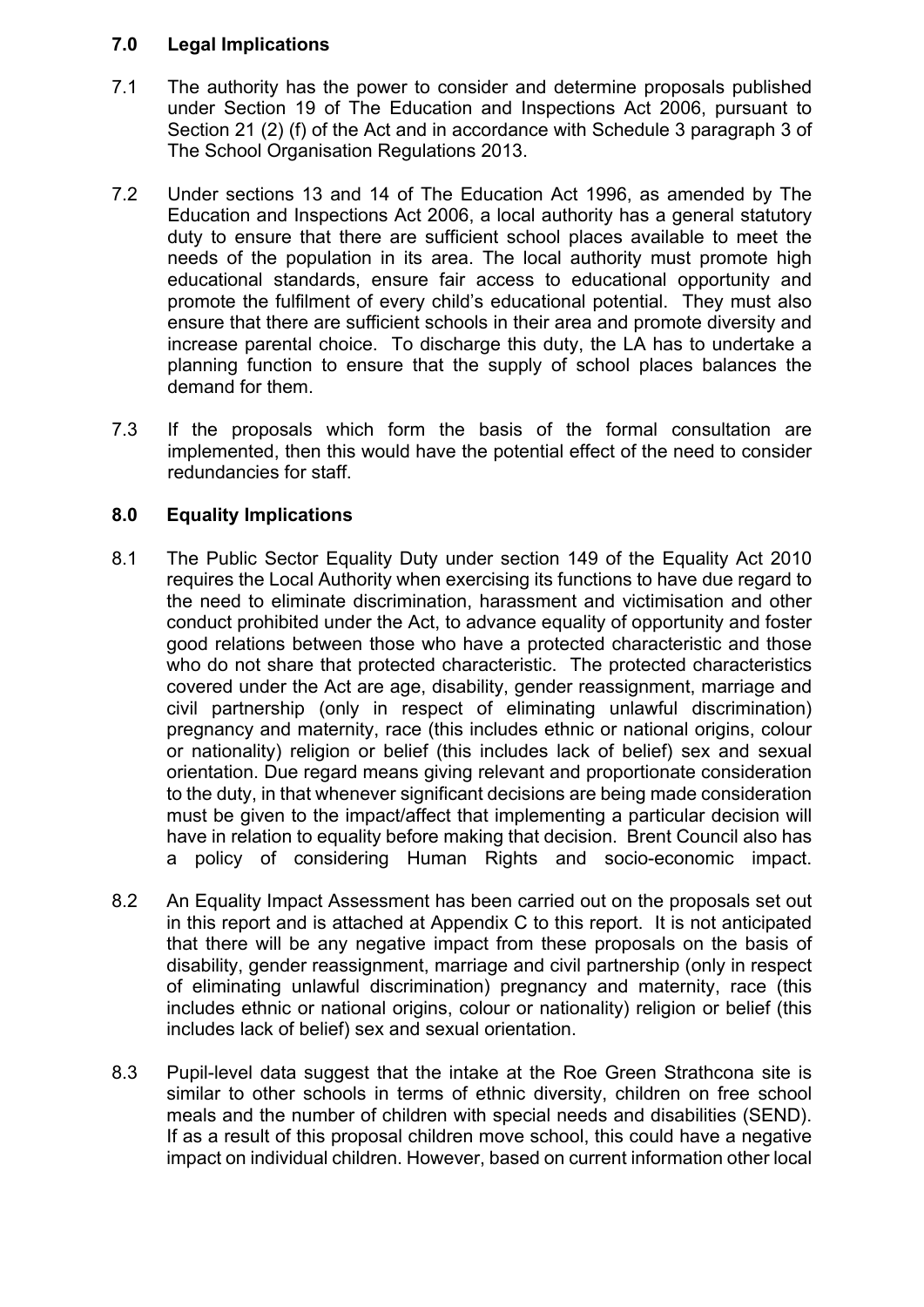## 7.0 Legal Implications

7.1 The authority has the power to consider and determine proposals published under Section 19 of The Education and Inspections Act 2006, pursuant to Section 21 (2) (f) of the Act and in accordance with Schedule 3 paragraph 3 of The School Organisation Regulations 2013.

7.2 Under sections 13 and 14 of The Education Act 1996, as amended by The Education and Inspections Act 2006, a local authority has a general statutory duty to ensure that there are sufficient school places available to meet the needs of the population in its area. The local authority must promote high educational standards, ensure fair access to educational opportunity and promote the fulfilment of every child's educational potential. They must also ensure that there are sufficient schools in their area and promote diversity and increase parental choice. To discharge this duty, the LA has to undertake a planning function to ensure that the supply of school places balances the demand for them.

7.3 If the proposals which form the basis of the formal consultation are implemented, then this would have the potential effect of the need to consider redundancies for staff.

## 8.0 Equality Implications

8.1 The Public Sector Equality Duty under section 149 of the Equality Act 2010 requires the Local Authority when exercising its functions to have due regard to the need to eliminate discrimination, harassment and victimisation and other conduct prohibited under the Act, to advance equality of opportunity and foster good relations between those who have a protected characteristic and those who do not share that protected characteristic. The protected characteristics covered under the Act are age, disability, gender reassignment, marriage and civil partnership (only in respect of eliminating unlawful discrimination) pregnancy and maternity, race (this includes ethnic or national origins, colour or nationality) religion or belief (this includes lack of belief) sex and sexual orientation. Due regard means giving relevant and proportionate consideration to the duty, in that whenever significant decisions are being made consideration must be given to the impact/affect that implementing a particular decision will have in relation to equality before making that decision. Brent Council also has a policy of considering Human Rights and socio-economic impact.

8.2 An Equality Impact Assessment has been carried out on the proposals set out in this report and is attached at Appendix C to this report. It is not anticipated that there will be any negative impact from these proposals on the basis of disability, gender reassignment, marriage and civil partnership (only in respect of eliminating unlawful discrimination) pregnancy and maternity, race (this includes ethnic or national origins, colour or nationality) religion or belief (this includes lack of belief) sex and sexual orientation.

8.3 Pupil-level data suggest that the intake at the Roe Green Strathcona site is similar to other schools in terms of ethnic diversity, children on free school meals and the number of children with special needs and disabilities (SEND). If as a result of this proposal children move school, this could have a negative impact on individual children. However, based on current information other local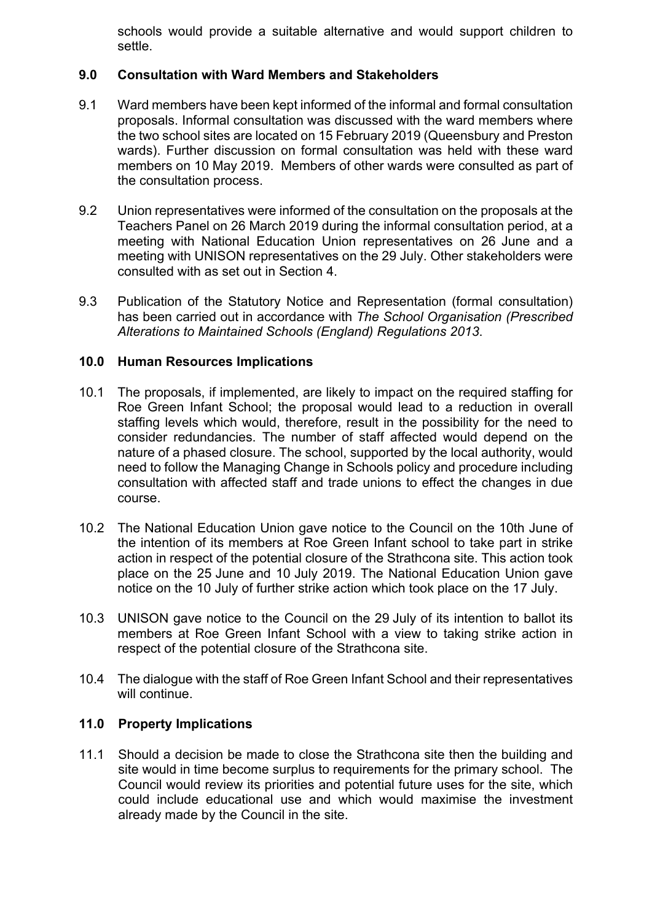schools would provide a suitable alternative and would support children to settle.

## 9.0 Consultation with Ward Members and Stakeholders

9.1 Ward members have been kept informed of the informal and formal consultation proposals. Informal consultation was discussed with the ward members where the two school sites are located on 15 February 2019 (Queensbury and Preston wards). Further discussion on formal consultation was held with these ward members on 10 May 2019. Members of other wards were consulted as part of the consultation process.

9.2 Union representatives were informed of the consultation on the proposals at the Teachers Panel on 26 March 2019 during the informal consultation period, at a meeting with National Education Union representatives on 26 June and a meeting with UNISON representatives on the 29 July. Other stakeholders were consulted with as set out in Section 4.

9.3 Publication of the Statutory Notice and Representation (formal consultation) has been carried out in accordance with *The School Organisation (Prescribed Alterations to Maintained Schools (England) Regulations 2013*.

## 10.0 Human Resources Implications

10.1 The proposals, if implemented, are likely to impact on the required staffing for Roe Green Infant School; the proposal would lead to a reduction in overall staffing levels which would, therefore, result in the possibility for the need to consider redundancies. The number of staff affected would depend on the nature of a phased closure. The school, supported by the local authority, would need to follow the Managing Change in Schools policy and procedure including consultation with affected staff and trade unions to effect the changes in due course.

10.2 The National Education Union gave notice to the Council on the 10th June of the intention of its members at Roe Green Infant school to take part in strike action in respect of the potential closure of the Strathcona site. This action took place on the 25 June and 10 July 2019. The National Education Union gave notice on the 10 July of further strike action which took place on the 17 July.

10.3 UNISON gave notice to the Council on the 29 July of its intention to ballot its members at Roe Green Infant School with a view to taking strike action in respect of the potential closure of the Strathcona site.

10.4 The dialogue with the staff of Roe Green Infant School and their representatives will continue.

## 11.0 Property Implications

11.1 Should a decision be made to close the Strathcona site then the building and site would in time become surplus to requirements for the primary school. The Council would review its priorities and potential future uses for the site, which could include educational use and which would maximise the investment already made by the Council in the site.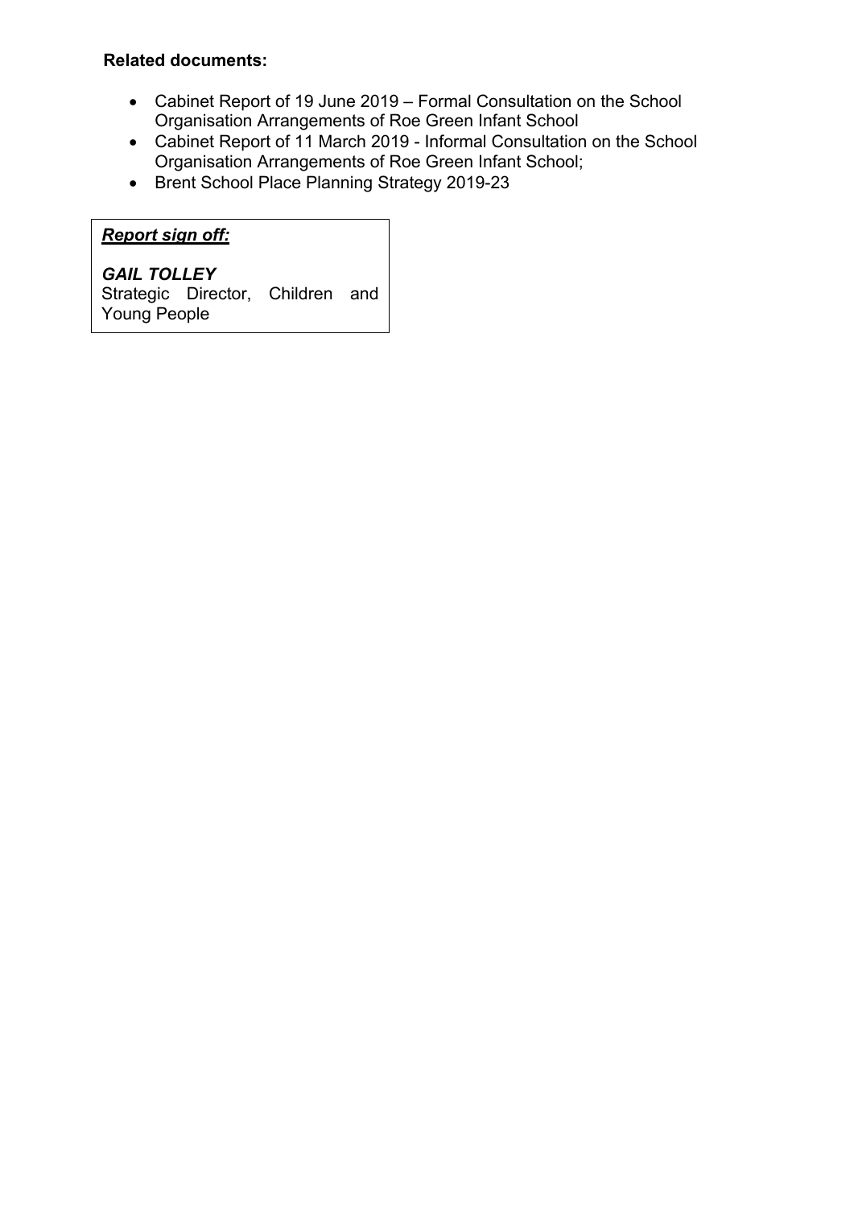**Related documents:**

- Cabinet Report of 19 June 2019 – Formal Consultation on the School Organisation Arrangements of Roe Green Infant School
- Cabinet Report of 11 March 2019 - Informal Consultation on the School Organisation Arrangements of Roe Green Infant School;
- Brent School Place Planning Strategy 2019-23

***Report sign off:***

***GAIL TOLLEY***
Strategic Director, Children and Young People